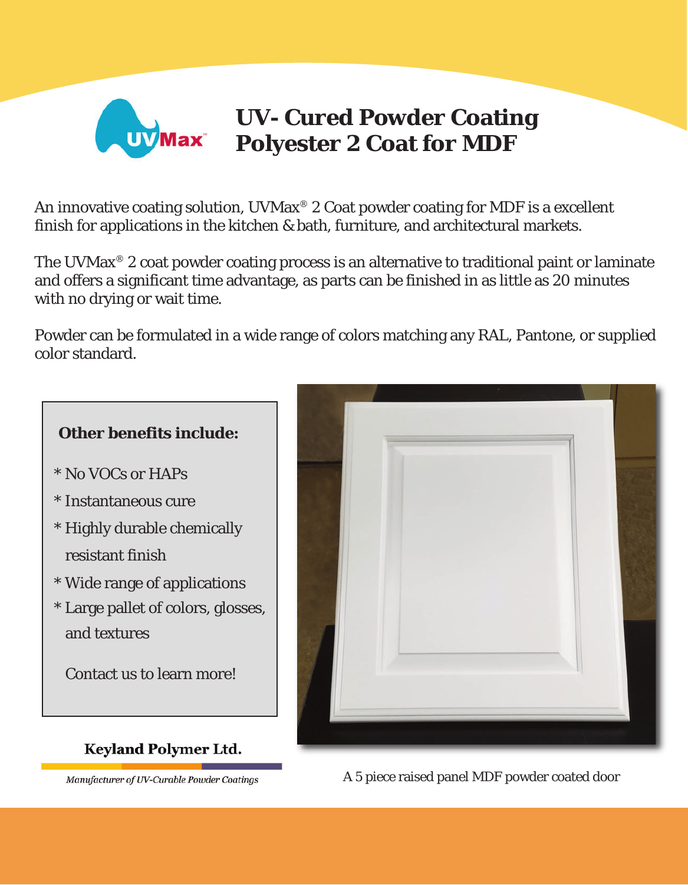# UV- Cured Powder Coating Polyester 2 Coat for MDF

An innovative coating solution, UVMax® 2 Coat powder coating for MDF is a excellent finish for applications in the kitchen & bath, furniture, and architectural markets.

The UVMax® 2 coat powder coating process is an alternative to traditional paint or laminate and offers a significant time advantage, as parts can be finished in as little as 20 minutes with no drying or wait time.

Powder can be formulated in a wide range of colors matching any RAL, Pantone, or supplied color standard.

**Other benefits include:**

* No VOCs or HAPs
* Instantaneous cure
* Highly durable chemically resistant finish
* Wide range of applications
* Large pallet of colors, glosses, and textures

Contact us to learn more!

**Keyland Polymer Ltd.**

*Manufacturer of UV-Curable Powder Coatings*

A 5 piece raised panel MDF powder coated door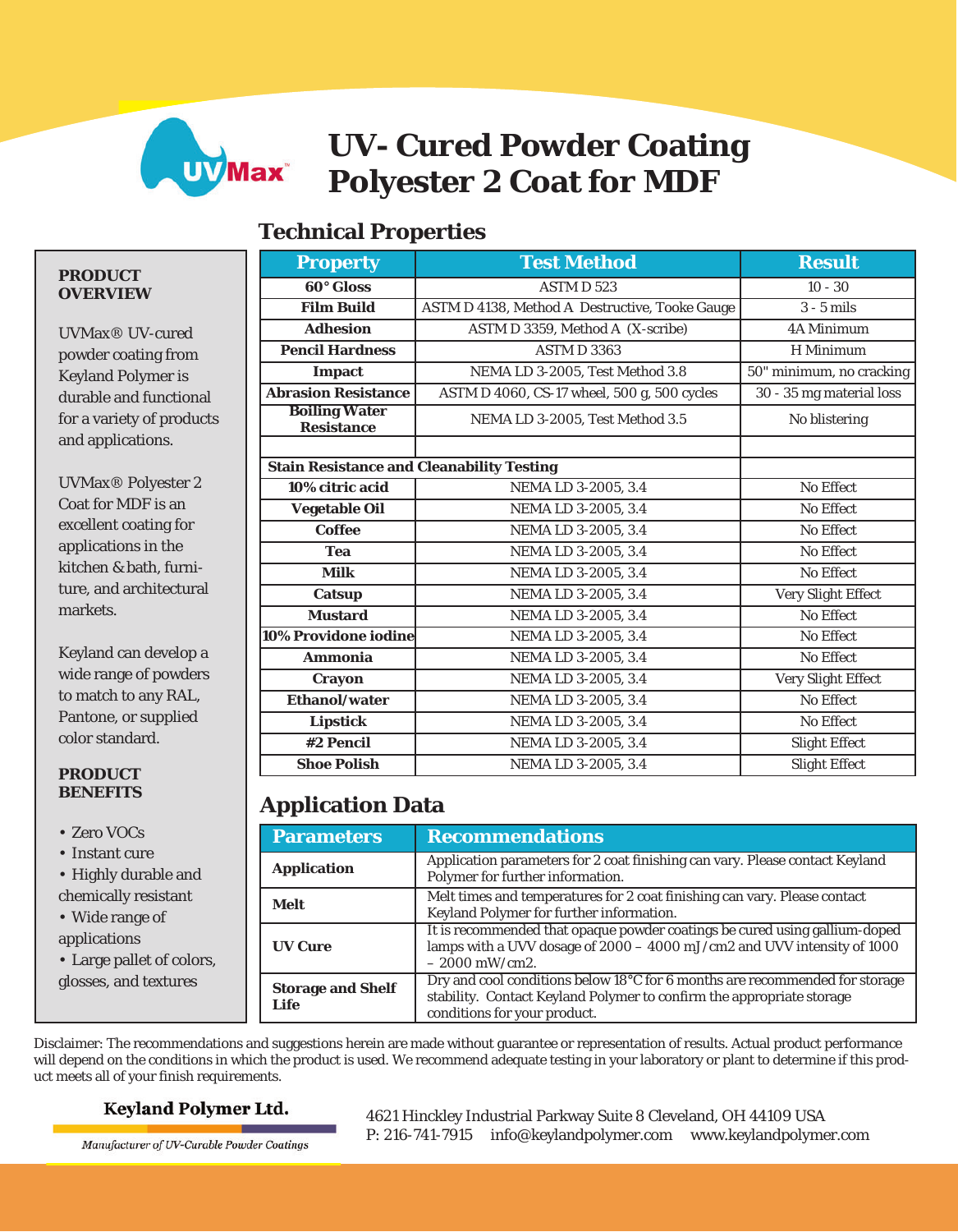# UV- Cured Powder Coating Polyester 2 Coat for MDF

**PRODUCT OVERVIEW**

UVMax® UV-cured powder coating from Keyland Polymer is durable and functional for a variety of products and applications.

UVMax® Polyester 2 Coat for MDF is an excellent coating for applications in the kitchen & bath, furniture, and architectural markets.

Keyland can develop a wide range of powders to match to any RAL, Pantone, or supplied color standard.

**PRODUCT BENEFITS**

- Zero VOCs
- Instant cure
- Highly durable and chemically resistant
- Wide range of applications
- Large pallet of colors, glosses, and textures

## Technical Properties

| Property | Test Method | Result |
|---|---|---|
| **60° Gloss** | ASTM D 523 | 10 - 30 |
| **Film Build** | ASTM D 4138, Method A Destructive, Tooke Gauge | 3 - 5 mils |
| **Adhesion** | ASTM D 3359, Method A (X-scribe) | 4A Minimum |
| **Pencil Hardness** | ASTM D 3363 | H Minimum |
| **Impact** | NEMA LD 3-2005, Test Method 3.8 | 50" minimum, no cracking |
| **Abrasion Resistance** | ASTM D 4060, CS-17 wheel, 500 g, 500 cycles | 30 - 35 mg material loss |
| **Boiling Water Resistance** | NEMA LD 3-2005, Test Method 3.5 | No blistering |
| | | |
| **Stain Resistance and Cleanability Testing** | | |
| **10% citric acid** | NEMA LD 3-2005, 3.4 | No Effect |
| **Vegetable Oil** | NEMA LD 3-2005, 3.4 | No Effect |
| **Coffee** | NEMA LD 3-2005, 3.4 | No Effect |
| **Tea** | NEMA LD 3-2005, 3.4 | No Effect |
| **Milk** | NEMA LD 3-2005, 3.4 | No Effect |
| **Catsup** | NEMA LD 3-2005, 3.4 | Very Slight Effect |
| **Mustard** | NEMA LD 3-2005, 3.4 | No Effect |
| **10% Providone iodine** | NEMA LD 3-2005, 3.4 | No Effect |
| **Ammonia** | NEMA LD 3-2005, 3.4 | No Effect |
| **Crayon** | NEMA LD 3-2005, 3.4 | Very Slight Effect |
| **Ethanol/water** | NEMA LD 3-2005, 3.4 | No Effect |
| **Lipstick** | NEMA LD 3-2005, 3.4 | No Effect |
| **#2 Pencil** | NEMA LD 3-2005, 3.4 | Slight Effect |
| **Shoe Polish** | NEMA LD 3-2005, 3.4 | Slight Effect |

## Application Data

| Parameters | Recommendations |
|---|---|
| **Application** | Application parameters for 2 coat finishing can vary. Please contact Keyland Polymer for further information. |
| **Melt** | Melt times and temperatures for 2 coat finishing can vary. Please contact Keyland Polymer for further information. |
| **UV Cure** | It is recommended that opaque powder coatings be cured using gallium-doped lamps with a UVV dosage of 2000 – 4000 mJ/cm2 and UVV intensity of 1000 – 2000 mW/cm2. |
| **Storage and Shelf Life** | Dry and cool conditions below 18°C for 6 months are recommended for storage stability. Contact Keyland Polymer to confirm the appropriate storage conditions for your product. |

Disclaimer: The recommendations and suggestions herein are made without guarantee or representation of results. Actual product performance will depend on the conditions in which the product is used. We recommend adequate testing in your laboratory or plant to determine if this product meets all of your finish requirements.

**Keyland Polymer Ltd.**

*Manufacturer of UV-Curable Powder Coatings*

4621 Hinckley Industrial Parkway Suite 8 Cleveland, OH 44109 USA
P: 216-741-7915 info@keylandpolymer.com www.keylandpolymer.com